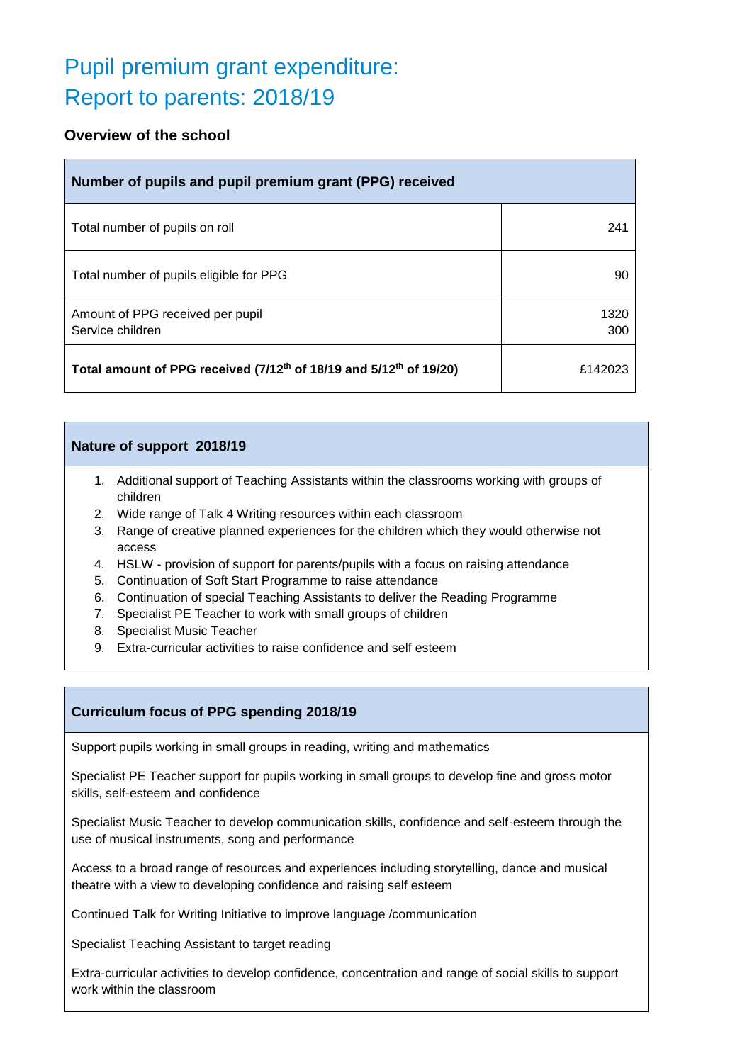# Pupil premium grant expenditure:
# Report to parents: 2018/19

### Overview of the school

| Number of pupils and pupil premium grant (PPG) received | |
|---|---|
| Total number of pupils on roll | 241 |
| Total number of pupils eligible for PPG | 90 |
| Amount of PPG received per pupil<br>Service children | 1320<br>300 |
| **Total amount of PPG received (7/12th of 18/19 and 5/12th of 19/20)** | £142023 |

| Nature of support 2018/19 |
|---|
| 1. Additional support of Teaching Assistants within the classrooms working with groups of children<br>2. Wide range of Talk 4 Writing resources within each classroom<br>3. Range of creative planned experiences for the children which they would otherwise not access<br>4. HSLW - provision of support for parents/pupils with a focus on raising attendance<br>5. Continuation of Soft Start Programme to raise attendance<br>6. Continuation of special Teaching Assistants to deliver the Reading Programme<br>7. Specialist PE Teacher to work with small groups of children<br>8. Specialist Music Teacher<br>9. Extra-curricular activities to raise confidence and self esteem |

| Curriculum focus of PPG spending 2018/19 |
|---|
| Support pupils working in small groups in reading, writing and mathematics<br><br>Specialist PE Teacher support for pupils working in small groups to develop fine and gross motor skills, self-esteem and confidence<br><br>Specialist Music Teacher to develop communication skills, confidence and self-esteem through the use of musical instruments, song and performance<br><br>Access to a broad range of resources and experiences including storytelling, dance and musical theatre with a view to developing confidence and raising self esteem<br><br>Continued Talk for Writing Initiative to improve language /communication<br><br>Specialist Teaching Assistant to target reading<br><br>Extra-curricular activities to develop confidence, concentration and range of social skills to support work within the classroom |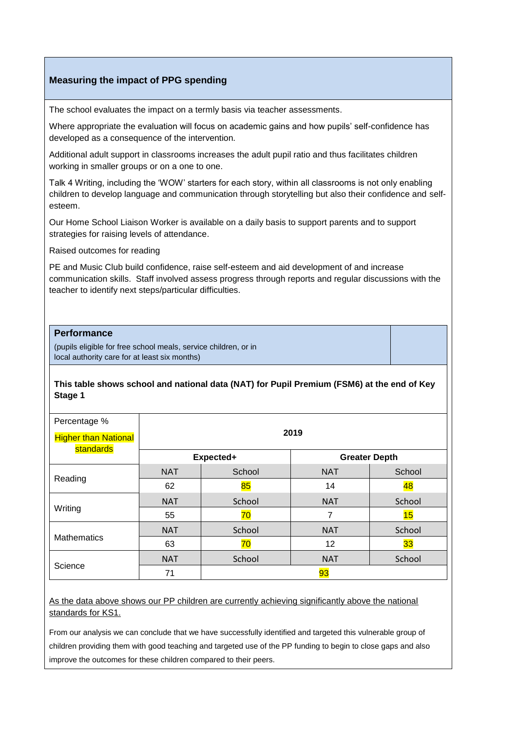## Measuring the impact of PPG spending

The school evaluates the impact on a termly basis via teacher assessments.

Where appropriate the evaluation will focus on academic gains and how pupils' self-confidence has developed as a consequence of the intervention.

Additional adult support in classrooms increases the adult pupil ratio and thus facilitates children working in smaller groups or on a one to one.

Talk 4 Writing, including the 'WOW' starters for each story, within all classrooms is not only enabling children to develop language and communication through storytelling but also their confidence and self-esteem.

Our Home School Liaison Worker is available on a daily basis to support parents and to support strategies for raising levels of attendance.

Raised outcomes for reading

PE and Music Club build confidence, raise self-esteem and aid development of and increase communication skills. Staff involved assess progress through reports and regular discussions with the teacher to identify next steps/particular difficulties.

### Performance

(pupils eligible for free school meals, service children, or in local authority care for at least six months)

**This table shows school and national data (NAT) for Pupil Premium (FSM6) at the end of Key Stage 1**

| Percentage % Higher than National standards | 2019 | | | |
|---|---|---|---|---|
| | Expected+ | | Greater Depth | |
| Reading | NAT | School | NAT | School |
| | 62 | 85 | 14 | 48 |
| Writing | NAT | School | NAT | School |
| | 55 | 70 | 7 | 15 |
| Mathematics | NAT | School | NAT | School |
| | 63 | 70 | 12 | 33 |
| Science | NAT | School | NAT | School |
| | 71 | 93 | | |

As the data above shows our PP children are currently achieving significantly above the national standards for KS1.

From our analysis we can conclude that we have successfully identified and targeted this vulnerable group of children providing them with good teaching and targeted use of the PP funding to begin to close gaps and also improve the outcomes for these children compared to their peers.